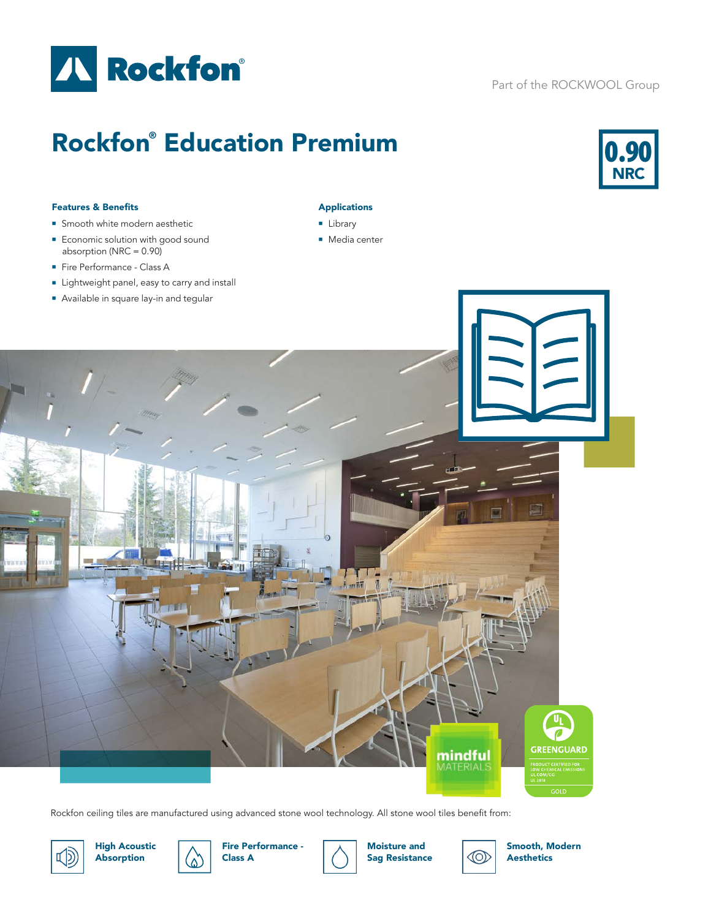Part of the ROCKWOOL Group

# Rockfon® Education Premium

**0.90 NRC**

### Features & Benefits

- Smooth white modern aesthetic
- Economic solution with good sound absorption (NRC = 0.90)
- Fire Performance - Class A
- Lightweight panel, easy to carry and install
- Available in square lay-in and tegular

### Applications

- Library
- Media center

Rockfon ceiling tiles are manufactured using advanced stone wool technology. All stone wool tiles benefit from:

- **High Acoustic Absorption**
- **Fire Performance - Class A**
- **Moisture and Sag Resistance**
- **Smooth, Modern Aesthetics**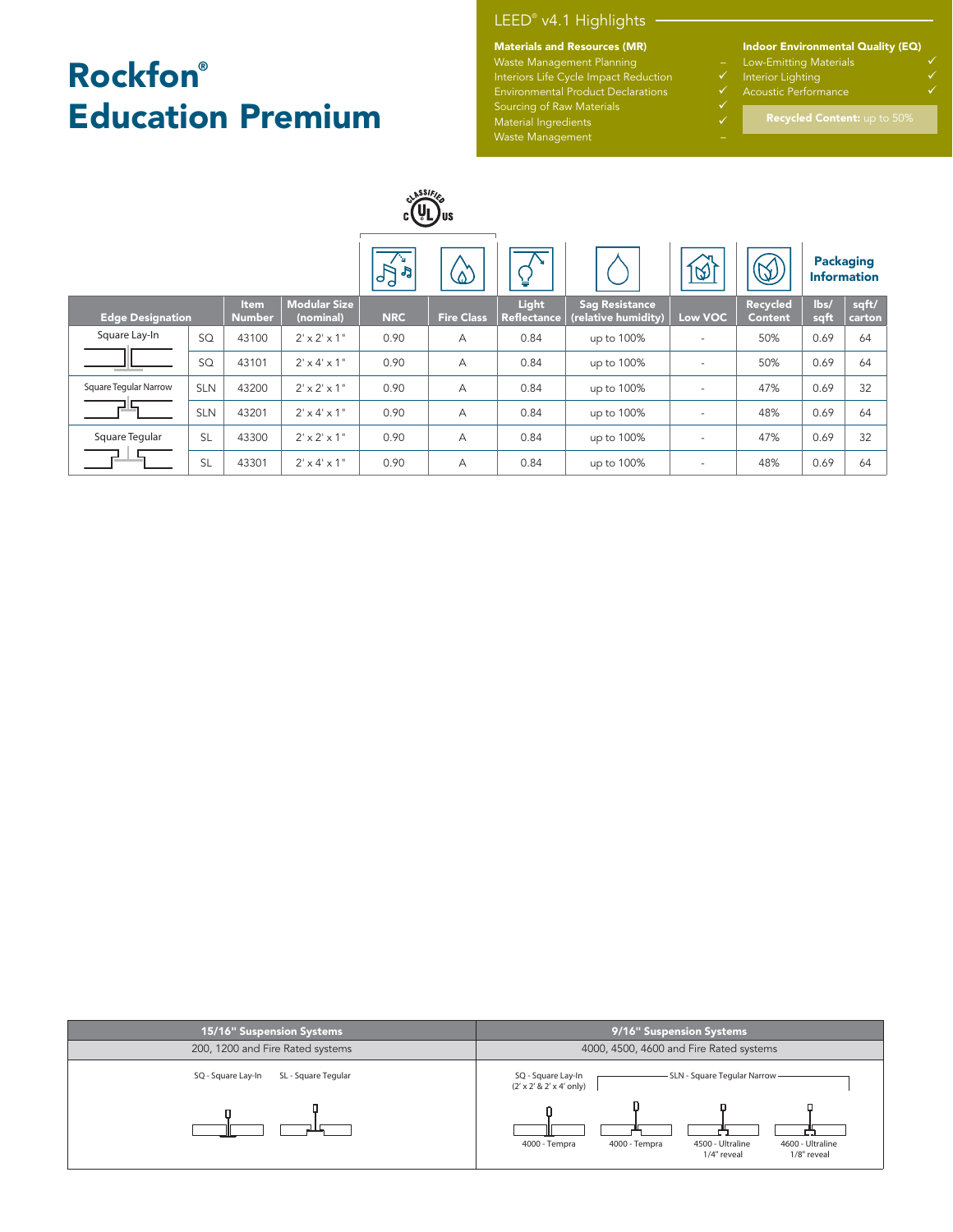# Rockfon® Education Premium

## LEED® v4.1 Highlights

**Materials and Resources (MR)**

| | |
|---|---|
| Waste Management Planning | – |
| Interiors Life Cycle Impact Reduction | ✓ |
| Environmental Product Declarations | ✓ |
| Sourcing of Raw Materials | ✓ |
| Material Ingredients | ✓ |
| Waste Management | – |

**Indoor Environmental Quality (EQ)**

| | |
|---|---|
| Low-Emitting Materials | ✓ |
| Interior Lighting | ✓ |
| Acoustic Performance | ✓ |

**Recycled Content:** up to 50%

CLASSIFIED c UL us

| Edge Designation | | Item Number | Modular Size (nominal) | NRC | Fire Class | Light Reflectance | Sag Resistance (relative humidity) | Low VOC | Recycled Content | Packaging Information lbs/ sqft | Packaging Information sqft/ carton |
|---|---|---|---|---|---|---|---|---|---|---|---|
| Square Lay-In | SQ | 43100 | 2' x 2' x 1" | 0.90 | A | 0.84 | up to 100% | - | 50% | 0.69 | 64 |
| | SQ | 43101 | 2' x 4' x 1" | 0.90 | A | 0.84 | up to 100% | - | 50% | 0.69 | 64 |
| Square Tegular Narrow | SLN | 43200 | 2' x 2' x 1" | 0.90 | A | 0.84 | up to 100% | - | 47% | 0.69 | 32 |
| | SLN | 43201 | 2' x 4' x 1" | 0.90 | A | 0.84 | up to 100% | - | 48% | 0.69 | 64 |
| Square Tegular | SL | 43300 | 2' x 2' x 1" | 0.90 | A | 0.84 | up to 100% | - | 47% | 0.69 | 32 |
| | SL | 43301 | 2' x 4' x 1" | 0.90 | A | 0.84 | up to 100% | - | 48% | 0.69 | 64 |

| 15/16" Suspension Systems | 9/16" Suspension Systems |
|---|---|
| 200, 1200 and Fire Rated systems | 4000, 4500, 4600 and Fire Rated systems |
| SQ - Square Lay-In; SL - Square Tegular | SQ - Square Lay-In (2' x 2' & 2' x 4' only): 4000 - Tempra; SLN - Square Tegular Narrow: 4000 - Tempra, 4500 - Ultraline 1/4" reveal, 4600 - Ultraline 1/8" reveal |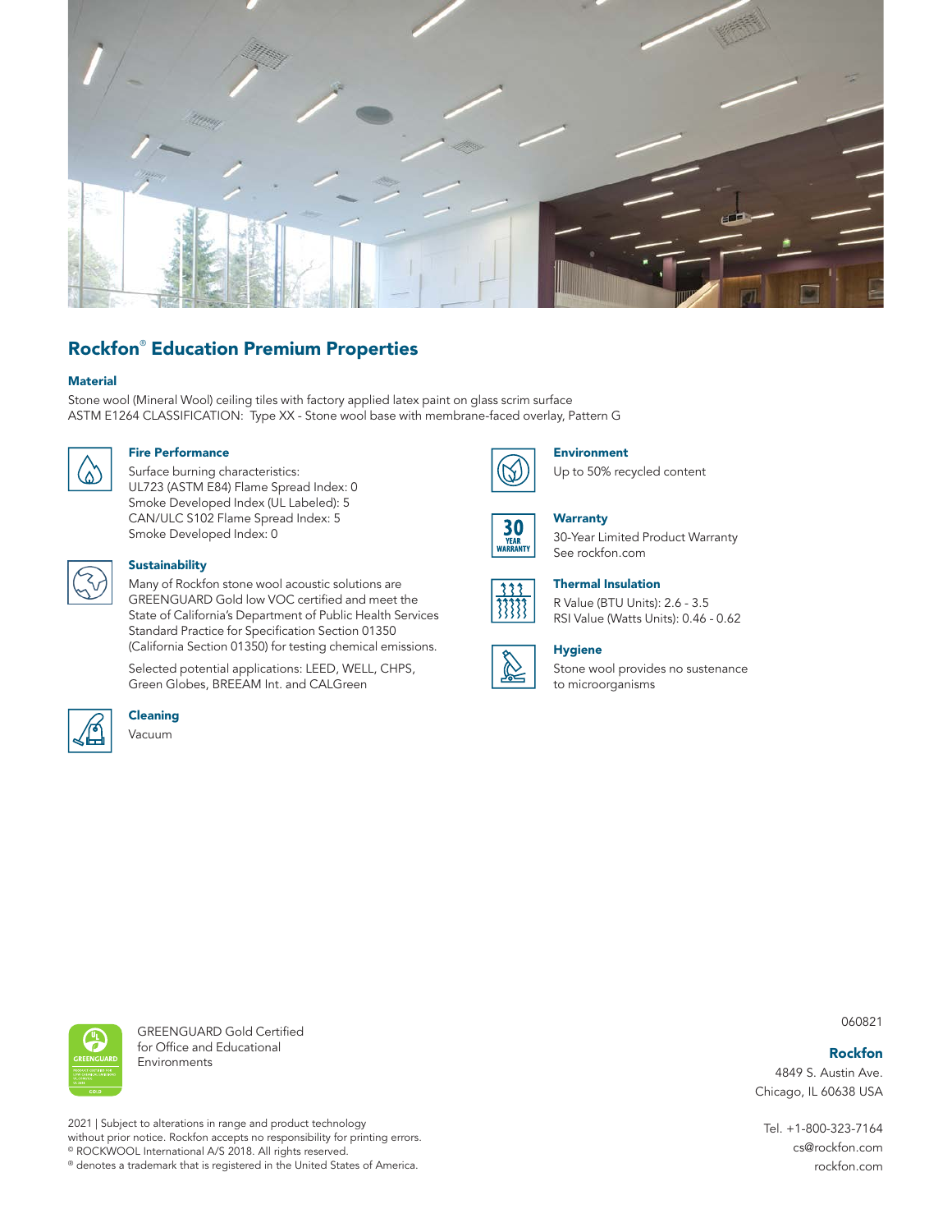## Rockfon® Education Premium Properties

### Material

Stone wool (Mineral Wool) ceiling tiles with factory applied latex paint on glass scrim surface
ASTM E1264 CLASSIFICATION: Type XX - Stone wool base with membrane-faced overlay, Pattern G

### Fire Performance

Surface burning characteristics:
UL723 (ASTM E84) Flame Spread Index: 0
Smoke Developed Index (UL Labeled): 5
CAN/ULC S102 Flame Spread Index: 5
Smoke Developed Index: 0

### Sustainability

Many of Rockfon stone wool acoustic solutions are GREENGUARD Gold low VOC certified and meet the State of California's Department of Public Health Services Standard Practice for Specification Section 01350 (California Section 01350) for testing chemical emissions.

Selected potential applications: LEED, WELL, CHPS, Green Globes, BREEAM Int. and CALGreen

### Cleaning

Vacuum

### Environment

Up to 50% recycled content

### Warranty

30-Year Limited Product Warranty
See rockfon.com

### Thermal Insulation

R Value (BTU Units): 2.6 - 3.5
RSI Value (Watts Units): 0.46 - 0.62

### Hygiene

Stone wool provides no sustenance to microorganisms

GREENGUARD Gold Certified for Office and Educational Environments

060821

**Rockfon**
4849 S. Austin Ave.
Chicago, IL 60638 USA

Tel. +1-800-323-7164
cs@rockfon.com
rockfon.com

2021 | Subject to alterations in range and product technology without prior notice. Rockfon accepts no responsibility for printing errors.
© ROCKWOOL International A/S 2018. All rights reserved.
® denotes a trademark that is registered in the United States of America.